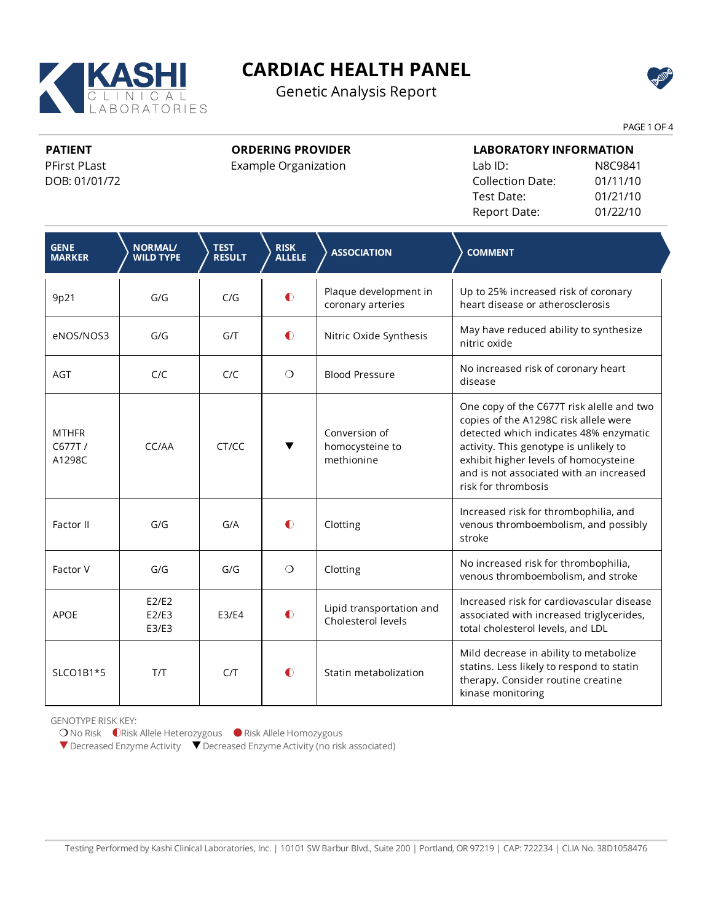KASHI CLINICAL LABORATORIES

# CARDIAC HEALTH PANEL

Genetic Analysis Report

**PATIENT**
PFirst PLast
DOB: 01/01/72

**ORDERING PROVIDER**
Example Organization

**LABORATORY INFORMATION**

| | |
|---|---|
| Lab ID: | N8C9841 |
| Collection Date: | 01/11/10 |
| Test Date: | 01/21/10 |
| Report Date: | 01/22/10 |

| GENE MARKER | NORMAL/ WILD TYPE | TEST RESULT | RISK ALLELE | ASSOCIATION | COMMENT |
|---|---|---|---|---|---|
| 9p21 | G/G | C/G | ◐ | Plaque development in coronary arteries | Up to 25% increased risk of coronary heart disease or atherosclerosis |
| eNOS/NOS3 | G/G | G/T | ◐ | Nitric Oxide Synthesis | May have reduced ability to synthesize nitric oxide |
| AGT | C/C | C/C | ❍ | Blood Pressure | No increased risk of coronary heart disease |
| MTHFR C677T / A1298C | CC/AA | CT/CC | ▼ | Conversion of homocysteine to methionine | One copy of the C677T risk allele and two copies of the A1298C risk allele were detected which indicates 48% enzymatic activity. This genotype is unlikely to exhibit higher levels of homocysteine and is not associated with an increased risk for thrombosis |
| Factor II | G/G | G/A | ◐ | Clotting | Increased risk for thrombophilia, and venous thromboembolism, and possibly stroke |
| Factor V | G/G | G/G | ❍ | Clotting | No increased risk for thrombophilia, venous thromboembolism, and stroke |
| APOE | E2/E2 E2/E3 E3/E3 | E3/E4 | ◐ | Lipid transportation and Cholesterol levels | Increased risk for cardiovascular disease associated with increased triglycerides, total cholesterol levels, and LDL |
| SLCO1B1*5 | T/T | C/T | ◐ | Statin metabolization | Mild decrease in ability to metabolize statins. Less likely to respond to statin therapy. Consider routine creatine kinase monitoring |

GENOTYPE RISK KEY:
❍ No Risk ◐ Risk Allele Heterozygous ● Risk Allele Homozygous
▼ Decreased Enzyme Activity ▼ Decreased Enzyme Activity (no risk associated)

Testing Performed by Kashi Clinical Laboratories, Inc. | 10101 SW Barbur Blvd., Suite 200 | Portland, OR 97219 | CAP: 722234 | CLIA No. 38D1058476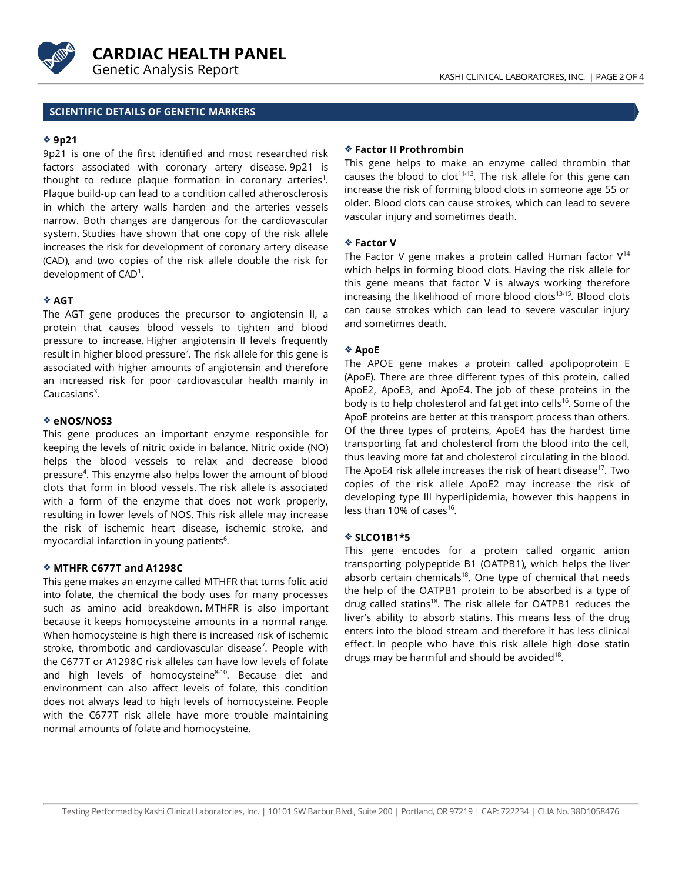## SCIENTIFIC DETAILS OF GENETIC MARKERS

### ❖ 9p21

9p21 is one of the first identified and most researched risk factors associated with coronary artery disease. 9p21 is thought to reduce plaque formation in coronary arteries[1]. Plaque build-up can lead to a condition called atherosclerosis in which the artery walls harden and the arteries vessels narrow. Both changes are dangerous for the cardiovascular system. Studies have shown that one copy of the risk allele increases the risk for development of coronary artery disease (CAD), and two copies of the risk allele double the risk for development of CAD[1].

### ❖ AGT

The AGT gene produces the precursor to angiotensin II, a protein that causes blood vessels to tighten and blood pressure to increase. Higher angiotensin II levels frequently result in higher blood pressure[2]. The risk allele for this gene is associated with higher amounts of angiotensin and therefore an increased risk for poor cardiovascular health mainly in Caucasians[3].

### ❖ eNOS/NOS3

This gene produces an important enzyme responsible for keeping the levels of nitric oxide in balance. Nitric oxide (NO) helps the blood vessels to relax and decrease blood pressure[4]. This enzyme also helps lower the amount of blood clots that form in blood vessels. The risk allele is associated with a form of the enzyme that does not work properly, resulting in lower levels of NOS. This risk allele may increase the risk of ischemic heart disease, ischemic stroke, and myocardial infarction in young patients[6].

### ❖ MTHFR C677T and A1298C

This gene makes an enzyme called MTHFR that turns folic acid into folate, the chemical the body uses for many processes such as amino acid breakdown. MTHFR is also important because it keeps homocysteine amounts in a normal range. When homocysteine is high there is increased risk of ischemic stroke, thrombotic and cardiovascular disease[7]. People with the C677T or A1298C risk alleles can have low levels of folate and high levels of homocysteine[8-10]. Because diet and environment can also affect levels of folate, this condition does not always lead to high levels of homocysteine. People with the C677T risk allele have more trouble maintaining normal amounts of folate and homocysteine.

### ❖ Factor II Prothrombin

This gene helps to make an enzyme called thrombin that causes the blood to clot[11-13]. The risk allele for this gene can increase the risk of forming blood clots in someone age 55 or older. Blood clots can cause strokes, which can lead to severe vascular injury and sometimes death.

### ❖ Factor V

The Factor V gene makes a protein called Human factor V[14] which helps in forming blood clots. Having the risk allele for this gene means that factor V is always working therefore increasing the likelihood of more blood clots[13-15]. Blood clots can cause strokes which can lead to severe vascular injury and sometimes death.

### ❖ ApoE

The APOE gene makes a protein called apolipoprotein E (ApoE). There are three different types of this protein, called ApoE2, ApoE3, and ApoE4. The job of these proteins in the body is to help cholesterol and fat get into cells[16]. Some of the ApoE proteins are better at this transport process than others. Of the three types of proteins, ApoE4 has the hardest time transporting fat and cholesterol from the blood into the cell, thus leaving more fat and cholesterol circulating in the blood. The ApoE4 risk allele increases the risk of heart disease[17]. Two copies of the risk allele ApoE2 may increase the risk of developing type III hyperlipidemia, however this happens in less than 10% of cases[16].

### ❖ SLCO1B1*5

This gene encodes for a protein called organic anion transporting polypeptide B1 (OATPB1), which helps the liver absorb certain chemicals[18]. One type of chemical that needs the help of the OATPB1 protein to be absorbed is a type of drug called statins[18]. The risk allele for OATPB1 reduces the liver's ability to absorb statins. This means less of the drug enters into the blood stream and therefore it has less clinical effect. In people who have this risk allele high dose statin drugs may be harmful and should be avoided[18].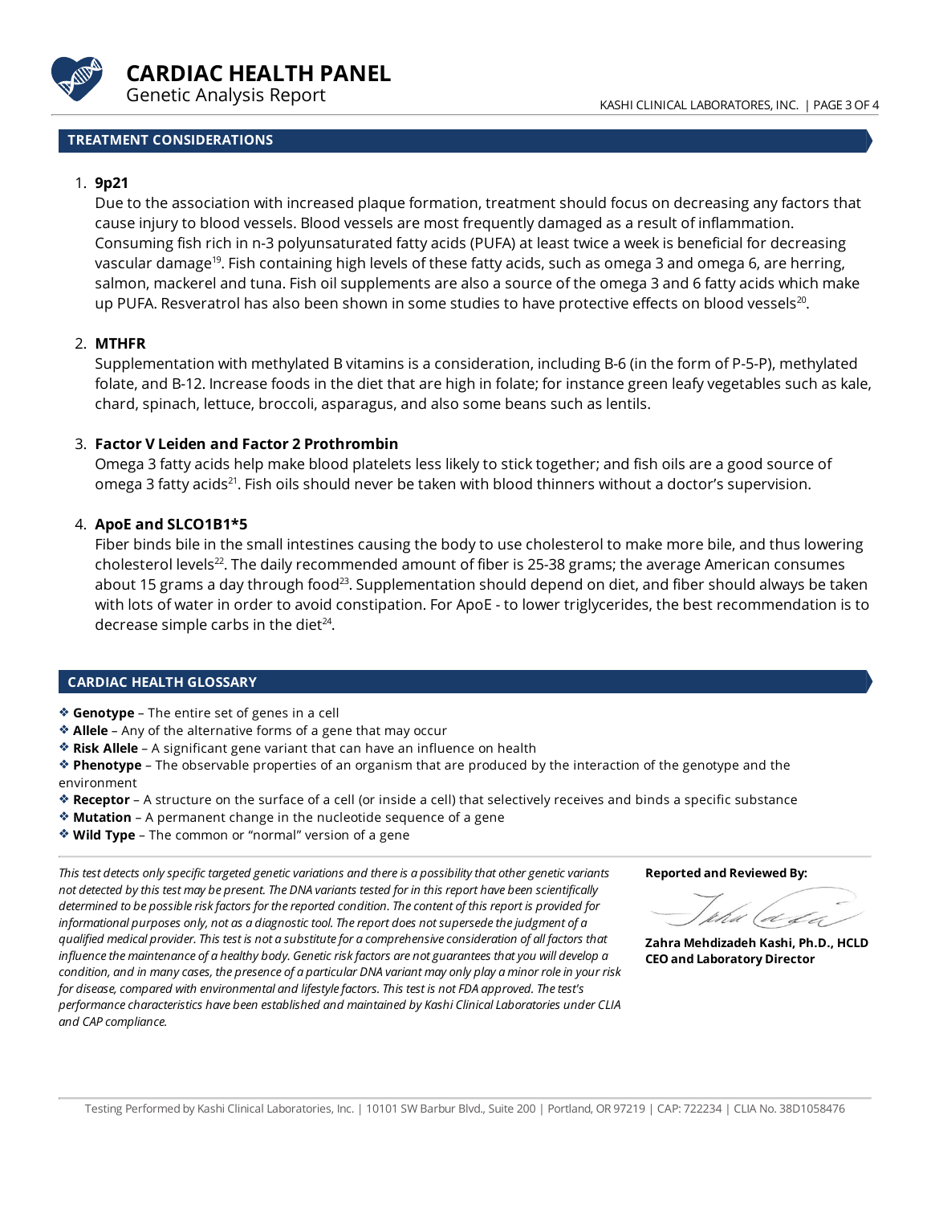## TREATMENT CONSIDERATIONS

1. **9p21**
   Due to the association with increased plaque formation, treatment should focus on decreasing any factors that cause injury to blood vessels. Blood vessels are most frequently damaged as a result of inflammation. Consuming fish rich in n-3 polyunsaturated fatty acids (PUFA) at least twice a week is beneficial for decreasing vascular damage[19]. Fish containing high levels of these fatty acids, such as omega 3 and omega 6, are herring, salmon, mackerel and tuna. Fish oil supplements are also a source of the omega 3 and 6 fatty acids which make up PUFA. Resveratrol has also been shown in some studies to have protective effects on blood vessels[20].

2. **MTHFR**
   Supplementation with methylated B vitamins is a consideration, including B-6 (in the form of P-5-P), methylated folate, and B-12. Increase foods in the diet that are high in folate; for instance green leafy vegetables such as kale, chard, spinach, lettuce, broccoli, asparagus, and also some beans such as lentils.

3. **Factor V Leiden and Factor 2 Prothrombin**
   Omega 3 fatty acids help make blood platelets less likely to stick together; and fish oils are a good source of omega 3 fatty acids[21]. Fish oils should never be taken with blood thinners without a doctor's supervision.

4. **ApoE and SLCO1B1*5**
   Fiber binds bile in the small intestines causing the body to use cholesterol to make more bile, and thus lowering cholesterol levels[22]. The daily recommended amount of fiber is 25-38 grams; the average American consumes about 15 grams a day through food[23]. Supplementation should depend on diet, and fiber should always be taken with lots of water in order to avoid constipation. For ApoE - to lower triglycerides, the best recommendation is to decrease simple carbs in the diet[24].

## CARDIAC HEALTH GLOSSARY

- **Genotype** – The entire set of genes in a cell
- **Allele** – Any of the alternative forms of a gene that may occur
- **Risk Allele** – A significant gene variant that can have an influence on health
- **Phenotype** – The observable properties of an organism that are produced by the interaction of the genotype and the environment
- **Receptor** – A structure on the surface of a cell (or inside a cell) that selectively receives and binds a specific substance
- **Mutation** – A permanent change in the nucleotide sequence of a gene
- **Wild Type** – The common or "normal" version of a gene

*This test detects only specific targeted genetic variations and there is a possibility that other genetic variants not detected by this test may be present. The DNA variants tested for in this report have been scientifically determined to be possible risk factors for the reported condition. The content of this report is provided for informational purposes only, not as a diagnostic tool. The report does not supersede the judgment of a qualified medical provider. This test is not a substitute for a comprehensive consideration of all factors that influence the maintenance of a healthy body. Genetic risk factors are not guarantees that you will develop a condition, and in many cases, the presence of a particular DNA variant may only play a minor role in your risk for disease, compared with environmental and lifestyle factors. This test is not FDA approved. The test's performance characteristics have been established and maintained by Kashi Clinical Laboratories under CLIA and CAP compliance.*

**Reported and Reviewed By:**

**Zahra Mehdizadeh Kashi, Ph.D., HCLD**
**CEO and Laboratory Director**

Testing Performed by Kashi Clinical Laboratories, Inc. | 10101 SW Barbur Blvd., Suite 200 | Portland, OR 97219 | CAP: 722234 | CLIA No. 38D1058476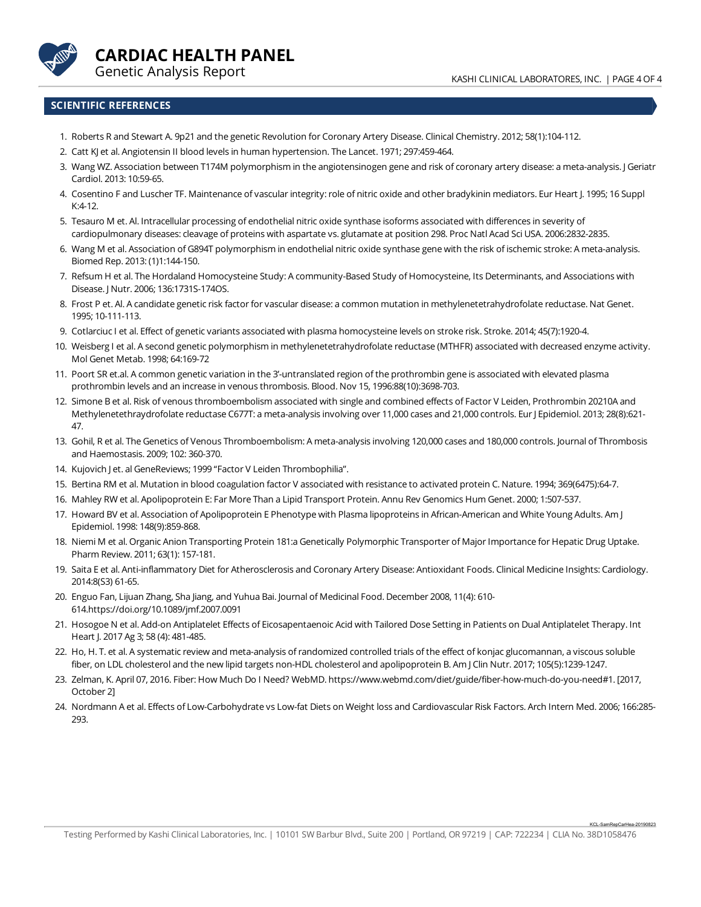## SCIENTIFIC REFERENCES

1. Roberts R and Stewart A. 9p21 and the genetic Revolution for Coronary Artery Disease. Clinical Chemistry. 2012; 58(1):104-112.
2. Catt KJ et al. Angiotensin II blood levels in human hypertension. The Lancet. 1971; 297:459-464.
3. Wang WZ. Association between T174M polymorphism in the angiotensinogen gene and risk of coronary artery disease: a meta-analysis. J Geriatr Cardiol. 2013: 10:59-65.
4. Cosentino F and Luscher TF. Maintenance of vascular integrity: role of nitric oxide and other bradykinin mediators. Eur Heart J. 1995; 16 Suppl K:4-12.
5. Tesauro M et. Al. Intracellular processing of endothelial nitric oxide synthase isoforms associated with differences in severity of cardiopulmonary diseases: cleavage of proteins with aspartate vs. glutamate at position 298. Proc Natl Acad Sci USA. 2006:2832-2835.
6. Wang M et al. Association of G894T polymorphism in endothelial nitric oxide synthase gene with the risk of ischemic stroke: A meta-analysis. Biomed Rep. 2013: (1)1:144-150.
7. Refsum H et al. The Hordaland Homocysteine Study: A community-Based Study of Homocysteine, Its Determinants, and Associations with Disease. J Nutr. 2006; 136:1731S-174OS.
8. Frost P et. Al. A candidate genetic risk factor for vascular disease: a common mutation in methylenetetrahydrofolate reductase. Nat Genet. 1995; 10-111-113.
9. Cotlarciuc I et al. Effect of genetic variants associated with plasma homocysteine levels on stroke risk. Stroke. 2014; 45(7):1920-4.
10. Weisberg I et al. A second genetic polymorphism in methylenetetrahydrofolate reductase (MTHFR) associated with decreased enzyme activity. Mol Genet Metab. 1998; 64:169-72
11. Poort SR et.al. A common genetic variation in the 3'-untranslated region of the prothrombin gene is associated with elevated plasma prothrombin levels and an increase in venous thrombosis. Blood. Nov 15, 1996:88(10):3698-703.
12. Simone B et al. Risk of venous thromboembolism associated with single and combined effects of Factor V Leiden, Prothrombin 20210A and Methylenetethraydrofolate reductase C677T: a meta-analysis involving over 11,000 cases and 21,000 controls. Eur J Epidemiol. 2013; 28(8):621-47.
13. Gohil, R et al. The Genetics of Venous Thromboembolism: A meta-analysis involving 120,000 cases and 180,000 controls. Journal of Thrombosis and Haemostasis. 2009; 102: 360-370.
14. Kujovich J et. al GeneReviews; 1999 "Factor V Leiden Thrombophilia".
15. Bertina RM et al. Mutation in blood coagulation factor V associated with resistance to activated protein C. Nature. 1994; 369(6475):64-7.
16. Mahley RW et al. Apolipoprotein E: Far More Than a Lipid Transport Protein. Annu Rev Genomics Hum Genet. 2000; 1:507-537.
17. Howard BV et al. Association of Apolipoprotein E Phenotype with Plasma lipoproteins in African-American and White Young Adults. Am J Epidemiol. 1998: 148(9):859-868.
18. Niemi M et al. Organic Anion Transporting Protein 181:a Genetically Polymorphic Transporter of Major Importance for Hepatic Drug Uptake. Pharm Review. 2011; 63(1): 157-181.
19. Saita E et al. Anti-inflammatory Diet for Atherosclerosis and Coronary Artery Disease: Antioxidant Foods. Clinical Medicine Insights: Cardiology. 2014:8(S3) 61-65.
20. Enguo Fan, Lijuan Zhang, Sha Jiang, and Yuhua Bai. Journal of Medicinal Food. December 2008, 11(4): 610-614.https://doi.org/10.1089/jmf.2007.0091
21. Hosogoe N et al. Add-on Antiplatelet Effects of Eicosapentaenoic Acid with Tailored Dose Setting in Patients on Dual Antiplatelet Therapy. Int Heart J. 2017 Ag 3; 58 (4): 481-485.
22. Ho, H. T. et al. A systematic review and meta-analysis of randomized controlled trials of the effect of konjac glucomannan, a viscous soluble fiber, on LDL cholesterol and the new lipid targets non-HDL cholesterol and apolipoprotein B. Am J Clin Nutr. 2017; 105(5):1239-1247.
23. Zelman, K. April 07, 2016. Fiber: How Much Do I Need? WebMD. https://www.webmd.com/diet/guide/fiber-how-much-do-you-need#1. [2017, October 2]
24. Nordmann A et al. Effects of Low-Carbohydrate vs Low-fat Diets on Weight loss and Cardiovascular Risk Factors. Arch Intern Med. 2006; 166:285-293.